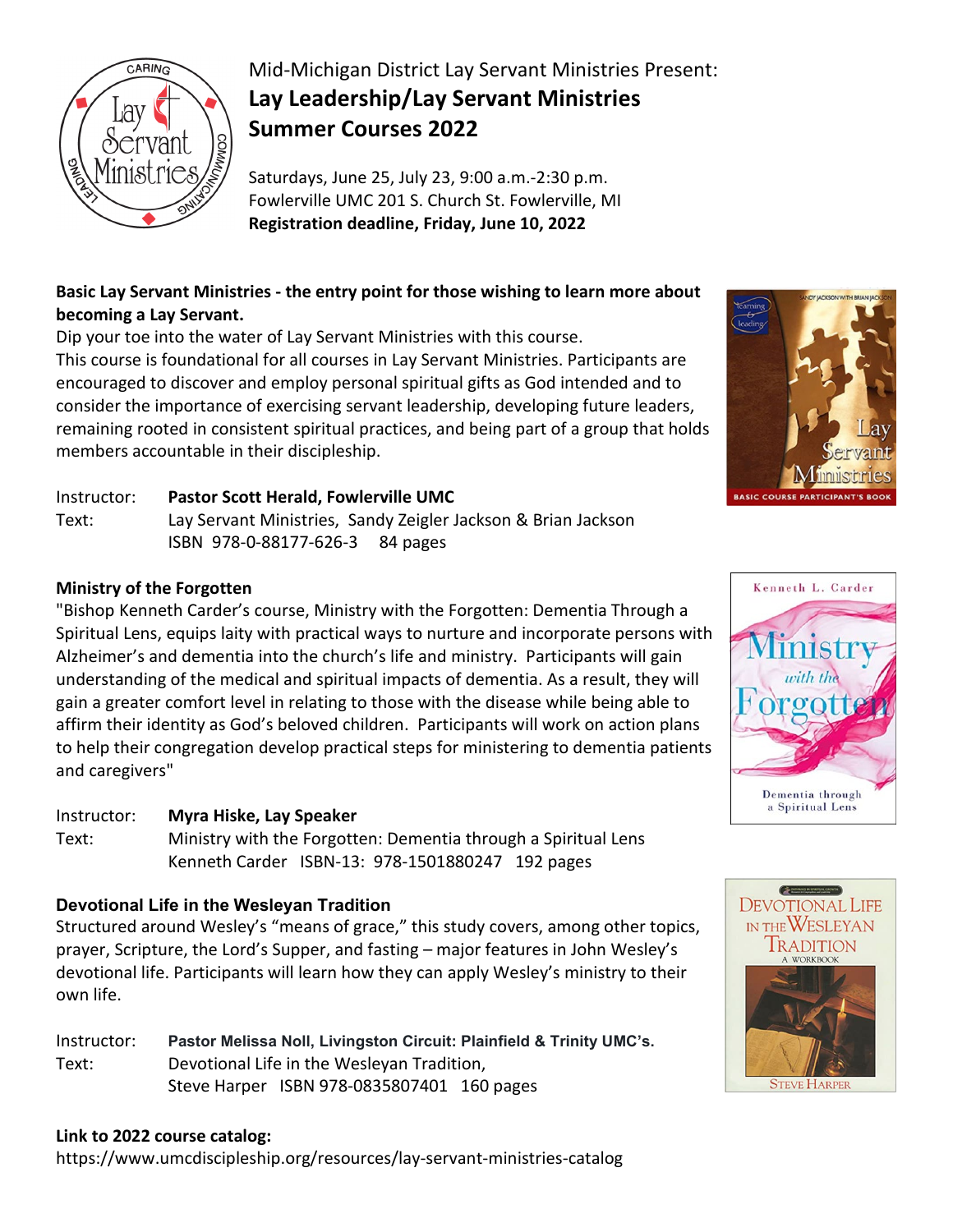Mid-Michigan District Lay Servant Ministries Present:

# Lay Leadership/Lay Servant Ministries Summer Courses 2022

Saturdays, June 25, July 23, 9:00 a.m.-2:30 p.m.
Fowlerville UMC 201 S. Church St. Fowlerville, MI
**Registration deadline, Friday, June 10, 2022**

**Basic Lay Servant Ministries - the entry point for those wishing to learn more about becoming a Lay Servant.**
Dip your toe into the water of Lay Servant Ministries with this course.
This course is foundational for all courses in Lay Servant Ministries. Participants are encouraged to discover and employ personal spiritual gifts as God intended and to consider the importance of exercising servant leadership, developing future leaders, remaining rooted in consistent spiritual practices, and being part of a group that holds members accountable in their discipleship.

Instructor: **Pastor Scott Herald, Fowlerville UMC**
Text: Lay Servant Ministries, Sandy Zeigler Jackson & Brian Jackson
ISBN 978-0-88177-626-3 84 pages

**Ministry of the Forgotten**
"Bishop Kenneth Carder's course, Ministry with the Forgotten: Dementia Through a Spiritual Lens, equips laity with practical ways to nurture and incorporate persons with Alzheimer's and dementia into the church's life and ministry. Participants will gain understanding of the medical and spiritual impacts of dementia. As a result, they will gain a greater comfort level in relating to those with the disease while being able to affirm their identity as God's beloved children. Participants will work on action plans to help their congregation develop practical steps for ministering to dementia patients and caregivers"

Instructor: **Myra Hiske, Lay Speaker**
Text: Ministry with the Forgotten: Dementia through a Spiritual Lens
Kenneth Carder ISBN-13: 978-1501880247 192 pages

**Devotional Life in the Wesleyan Tradition**
Structured around Wesley's "means of grace," this study covers, among other topics, prayer, Scripture, the Lord's Supper, and fasting – major features in John Wesley's devotional life. Participants will learn how they can apply Wesley's ministry to their own life.

Instructor: **Pastor Melissa Noll, Livingston Circuit: Plainfield & Trinity UMC's.**
Text: Devotional Life in the Wesleyan Tradition,
Steve Harper ISBN 978-0835807401 160 pages

**Link to 2022 course catalog:**
https://www.umcdiscipleship.org/resources/lay-servant-ministries-catalog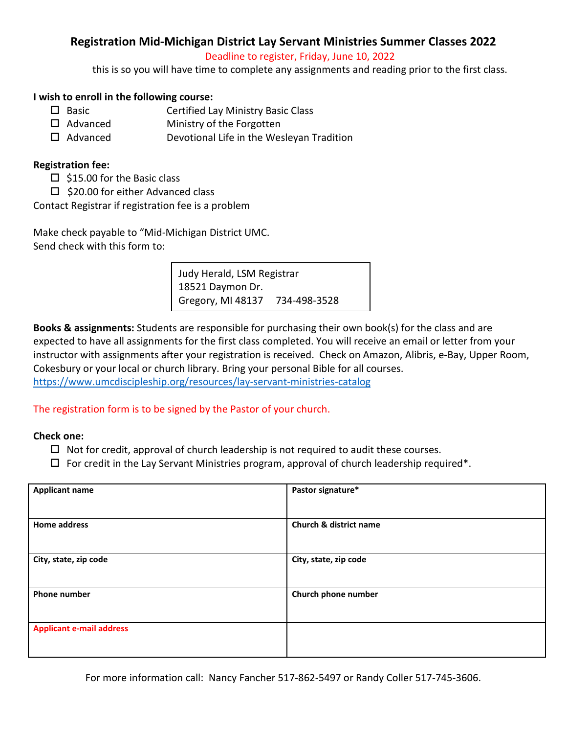## Registration Mid-Michigan District Lay Servant Ministries Summer Classes 2022

Deadline to register, Friday, June 10, 2022

this is so you will have time to complete any assignments and reading prior to the first class.

**I wish to enroll in the following course:**

- ☐ Basic — Certified Lay Ministry Basic Class
- ☐ Advanced — Ministry of the Forgotten
- ☐ Advanced — Devotional Life in the Wesleyan Tradition

**Registration fee:**

- ☐ $15.00 for the Basic class
- ☐ $20.00 for either Advanced class

Contact Registrar if registration fee is a problem

Make check payable to "Mid-Michigan District UMC.
Send check with this form to:

> Judy Herald, LSM Registrar
> 18521 Daymon Dr.
> Gregory, MI 48137 734-498-3528

**Books & assignments:** Students are responsible for purchasing their own book(s) for the class and are expected to have all assignments for the first class completed. You will receive an email or letter from your instructor with assignments after your registration is received. Check on Amazon, Alibris, e-Bay, Upper Room, Cokesbury or your local or church library. Bring your personal Bible for all courses.
https://www.umcdiscipleship.org/resources/lay-servant-ministries-catalog

The registration form is to be signed by the Pastor of your church.

**Check one:**

- ☐ Not for credit, approval of church leadership is not required to audit these courses.
- ☐ For credit in the Lay Servant Ministries program, approval of church leadership required*.

| | |
|---|---|
| **Applicant name** | **Pastor signature*** |
| **Home address** | **Church & district name** |
| **City, state, zip code** | **City, state, zip code** |
| **Phone number** | **Church phone number** |
| **Applicant e-mail address** | |

For more information call: Nancy Fancher 517-862-5497 or Randy Coller 517-745-3606.